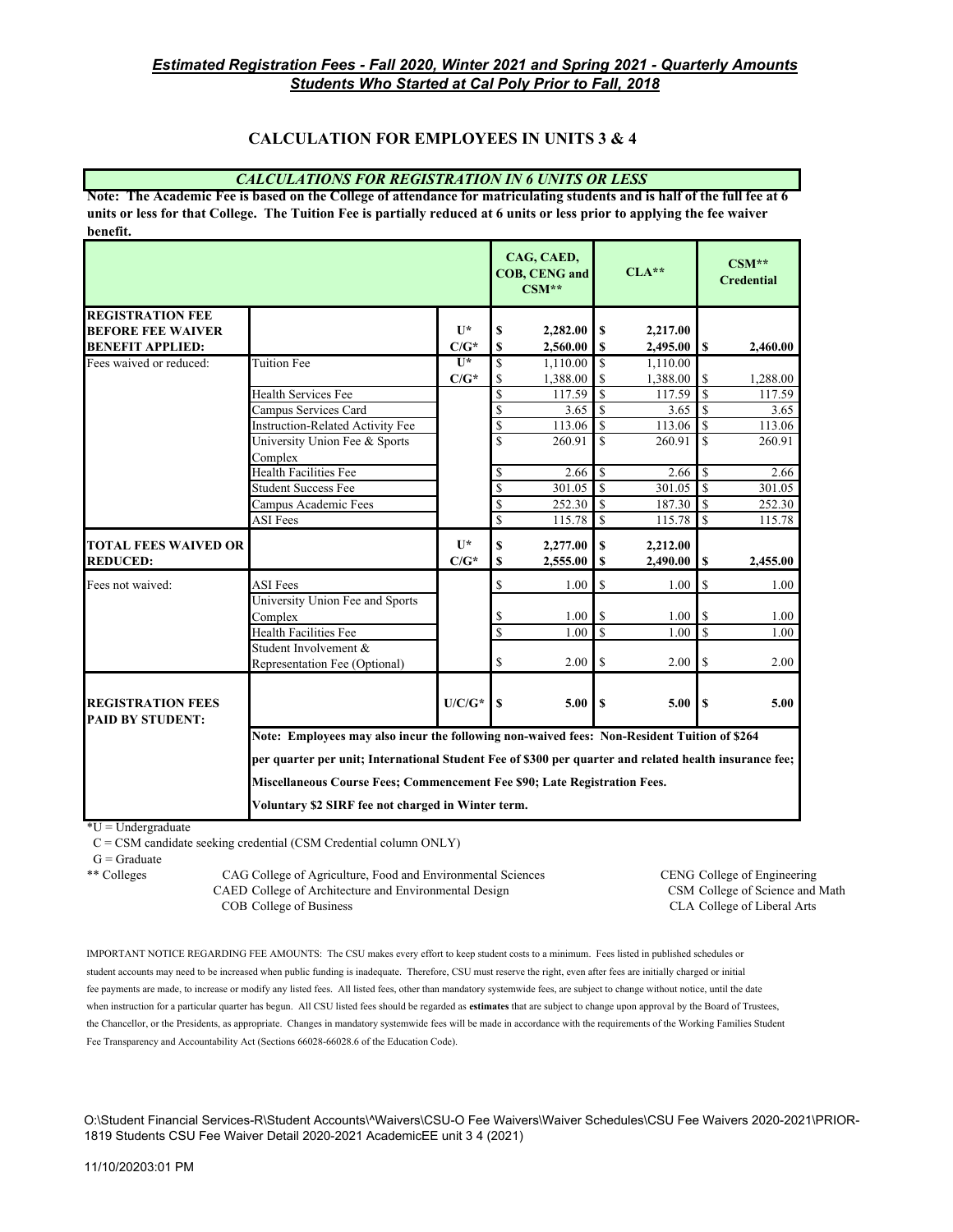***Estimated Registration Fees - Fall 2020, Winter 2021 and Spring 2021 - Quarterly Amounts***
***Students Who Started at Cal Poly Prior to Fall, 2018***

## CALCULATION FOR EMPLOYEES IN UNITS 3 & 4

***CALCULATIONS FOR REGISTRATION IN 6 UNITS OR LESS***

**Note: The Academic Fee is based on the College of attendance for matriculating students and is half of the full fee at 6 units or less for that College. The Tuition Fee is partially reduced at 6 units or less prior to applying the fee waiver benefit.**

| | | | CAG, CAED, COB, CENG and CSM** | CLA** | CSM** Credential |
|---|---|---|---|---|---|
| **REGISTRATION FEE BEFORE FEE WAIVER BENEFIT APPLIED:** | | U* | **$ 2,282.00** | **$ 2,217.00** | |
| | | C/G* | **$ 2,560.00** | **$ 2,495.00** | **$ 2,460.00** |
| Fees waived or reduced: | Tuition Fee | U* | $ 1,110.00 | $ 1,110.00 | |
| | | C/G* | $ 1,388.00 | $ 1,388.00 | $ 1,288.00 |
| | Health Services Fee | | $ 117.59 | $ 117.59 | $ 117.59 |
| | Campus Services Card | | $ 3.65 | $ 3.65 | $ 3.65 |
| | Instruction-Related Activity Fee | | $ 113.06 | $ 113.06 | $ 113.06 |
| | University Union Fee & Sports Complex | | $ 260.91 | $ 260.91 | $ 260.91 |
| | Health Facilities Fee | | $ 2.66 | $ 2.66 | $ 2.66 |
| | Student Success Fee | | $ 301.05 | $ 301.05 | $ 301.05 |
| | Campus Academic Fees | | $ 252.30 | $ 187.30 | $ 252.30 |
| | ASI Fees | | $ 115.78 | $ 115.78 | $ 115.78 |
| **TOTAL FEES WAIVED OR REDUCED:** | | U* | **$ 2,277.00** | **$ 2,212.00** | |
| | | C/G* | **$ 2,555.00** | **$ 2,490.00** | **$ 2,455.00** |
| Fees not waived: | ASI Fees | | $ 1.00 | $ 1.00 | $ 1.00 |
| | University Union Fee and Sports Complex | | $ 1.00 | $ 1.00 | $ 1.00 |
| | Health Facilities Fee | | $ 1.00 | $ 1.00 | $ 1.00 |
| | Student Involvement & Representation Fee (Optional) | | $ 2.00 | $ 2.00 | $ 2.00 |
| **REGISTRATION FEES PAID BY STUDENT:** | | U/C/G* | **$ 5.00** | **$ 5.00** | **$ 5.00** |

**Note: Employees may also incur the following non-waived fees: Non-Resident Tuition of $264 per quarter per unit; International Student Fee of $300 per quarter and related health insurance fee; Miscellaneous Course Fees; Commencement Fee $90; Late Registration Fees.**

**Voluntary $2 SIRF fee not charged in Winter term.**

*U = Undergraduate
C = CSM candidate seeking credential (CSM Credential column ONLY)
G = Graduate

** Colleges
- CAG College of Agriculture, Food and Environmental Sciences
- CAED College of Architecture and Environmental Design
- COB College of Business
- CENG College of Engineering
- CSM College of Science and Math
- CLA College of Liberal Arts

IMPORTANT NOTICE REGARDING FEE AMOUNTS: The CSU makes every effort to keep student costs to a minimum. Fees listed in published schedules or student accounts may need to be increased when public funding is inadequate. Therefore, CSU must reserve the right, even after fees are initially charged or initial fee payments are made, to increase or modify any listed fees. All listed fees, other than mandatory systemwide fees, are subject to change without notice, until the date when instruction for a particular quarter has begun. All CSU listed fees should be regarded as **estimates** that are subject to change upon approval by the Board of Trustees, the Chancellor, or the Presidents, as appropriate. Changes in mandatory systemwide fees will be made in accordance with the requirements of the Working Families Student Fee Transparency and Accountability Act (Sections 66028-66028.6 of the Education Code).

O:\Student Financial Services-R\Student Accounts\^Waivers\CSU-O Fee Waivers\Waiver Schedules\CSU Fee Waivers 2020-2021\PRIOR-1819 Students CSU Fee Waiver Detail 2020-2021 AcademicEE unit 3 4 (2021)

11/10/20203:01 PM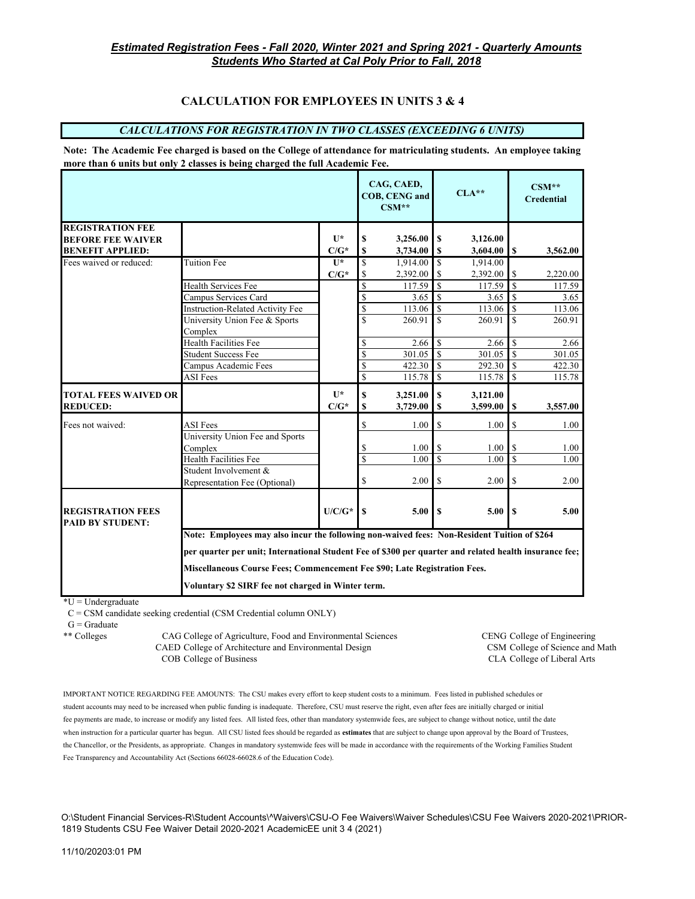## *Estimated Registration Fees - Fall 2020, Winter 2021 and Spring 2021 - Quarterly Amounts*
## *Students Who Started at Cal Poly Prior to Fall, 2018*

### CALCULATION FOR EMPLOYEES IN UNITS 3 & 4

#### *CALCULATIONS FOR REGISTRATION IN TWO CLASSES (EXCEEDING 6 UNITS)*

**Note: The Academic Fee charged is based on the College of attendance for matriculating students. An employee taking more than 6 units but only 2 classes is being charged the full Academic Fee.**

| | | | CAG, CAED, COB, CENG and CSM** | CLA** | CSM** Credential |
|---|---|---|---|---|---|
| **REGISTRATION FEE BEFORE FEE WAIVER BENEFIT APPLIED:** | | U* | **$ 3,256.00** | **$ 3,126.00** | |
| | | C/G* | **$ 3,734.00** | **$ 3,604.00** | **$ 3,562.00** |
| Fees waived or reduced: | Tuition Fee | U* | $ 1,914.00 | $ 1,914.00 | |
| | | C/G* | $ 2,392.00 | $ 2,392.00 | $ 2,220.00 |
| | Health Services Fee | | $ 117.59 | $ 117.59 | $ 117.59 |
| | Campus Services Card | | $ 3.65 | $ 3.65 | $ 3.65 |
| | Instruction-Related Activity Fee | | $ 113.06 | $ 113.06 | $ 113.06 |
| | University Union Fee & Sports Complex | | $ 260.91 | $ 260.91 | $ 260.91 |
| | Health Facilities Fee | | $ 2.66 | $ 2.66 | $ 2.66 |
| | Student Success Fee | | $ 301.05 | $ 301.05 | $ 301.05 |
| | Campus Academic Fees | | $ 422.30 | $ 292.30 | $ 422.30 |
| | ASI Fees | | $ 115.78 | $ 115.78 | $ 115.78 |
| **TOTAL FEES WAIVED OR REDUCED:** | | U* | **$ 3,251.00** | **$ 3,121.00** | |
| | | C/G* | **$ 3,729.00** | **$ 3,599.00** | **$ 3,557.00** |
| Fees not waived: | ASI Fees | | $ 1.00 | $ 1.00 | $ 1.00 |
| | University Union Fee and Sports Complex | | $ 1.00 | $ 1.00 | $ 1.00 |
| | Health Facilities Fee | | $ 1.00 | $ 1.00 | $ 1.00 |
| | Student Involvement & Representation Fee (Optional) | | $ 2.00 | $ 2.00 | $ 2.00 |
| **REGISTRATION FEES PAID BY STUDENT:** | | U/C/G* | **$ 5.00** | **$ 5.00** | **$ 5.00** |

**Note: Employees may also incur the following non-waived fees: Non-Resident Tuition of $264 per quarter per unit; International Student Fee of $300 per quarter and related health insurance fee; Miscellaneous Course Fees; Commencement Fee $90; Late Registration Fees.**

**Voluntary $2 SIRF fee not charged in Winter term.**

*U = Undergraduate
C = CSM candidate seeking credential (CSM Credential column ONLY)
G = Graduate

** Colleges
- CAG College of Agriculture, Food and Environmental Sciences
- CAED College of Architecture and Environmental Design
- COB College of Business
- CENG College of Engineering
- CSM College of Science and Math
- CLA College of Liberal Arts

IMPORTANT NOTICE REGARDING FEE AMOUNTS: The CSU makes every effort to keep student costs to a minimum. Fees listed in published schedules or student accounts may need to be increased when public funding is inadequate. Therefore, CSU must reserve the right, even after fees are initially charged or initial fee payments are made, to increase or modify any listed fees. All listed fees, other than mandatory systemwide fees, are subject to change without notice, until the date when instruction for a particular quarter has begun. All CSU listed fees should be regarded as **estimates** that are subject to change upon approval by the Board of Trustees, the Chancellor, or the Presidents, as appropriate. Changes in mandatory systemwide fees will be made in accordance with the requirements of the Working Families Student Fee Transparency and Accountability Act (Sections 66028-66028.6 of the Education Code).

O:\Student Financial Services-R\Student Accounts\^Waivers\CSU-O Fee Waivers\Waiver Schedules\CSU Fee Waivers 2020-2021\PRIOR-1819 Students CSU Fee Waiver Detail 2020-2021 AcademicEE unit 3 4 (2021)

11/10/20203:01 PM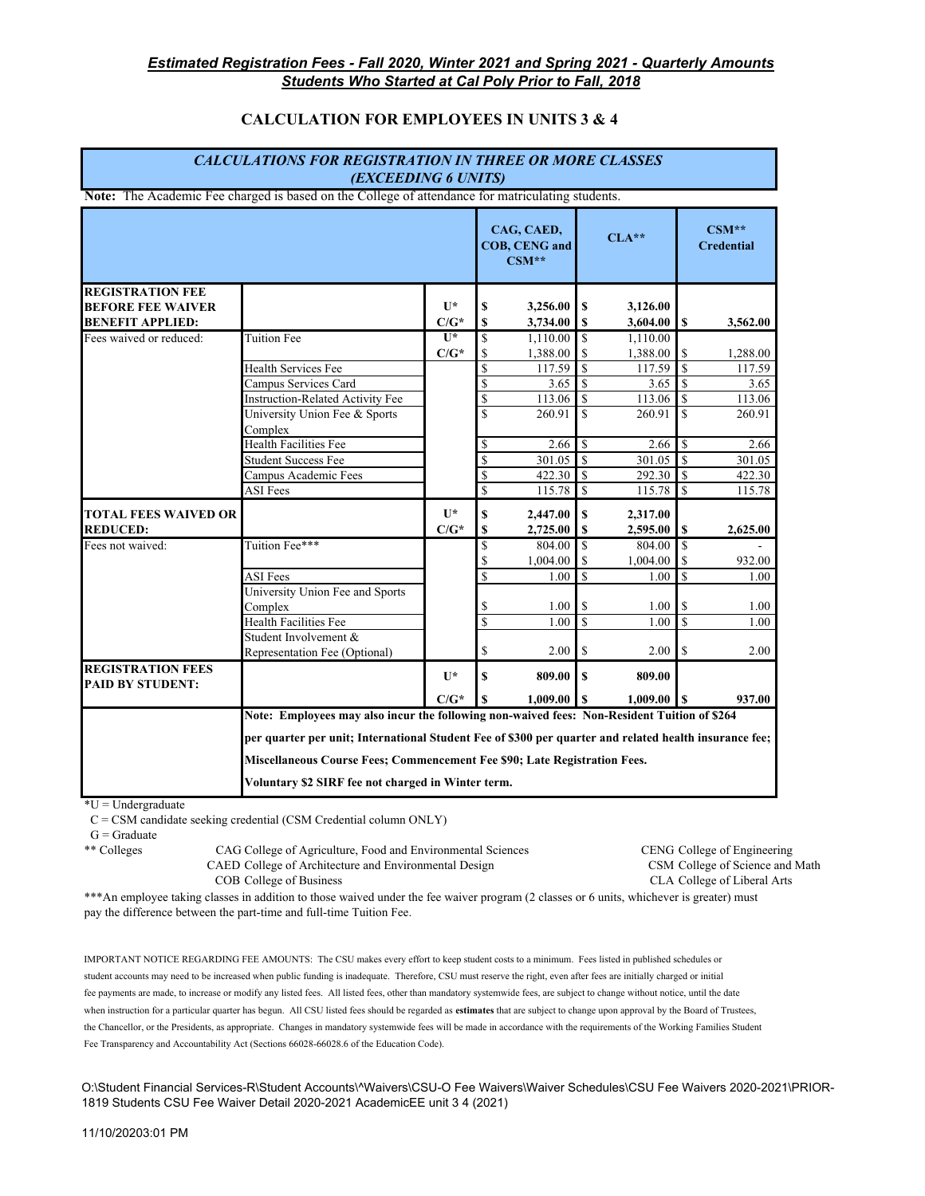***Estimated Registration Fees - Fall 2020, Winter 2021 and Spring 2021 - Quarterly Amounts***
***Students Who Started at Cal Poly Prior to Fall, 2018***

## CALCULATION FOR EMPLOYEES IN UNITS 3 & 4

***CALCULATIONS FOR REGISTRATION IN THREE OR MORE CLASSES (EXCEEDING 6 UNITS)***

**Note:** The Academic Fee charged is based on the College of attendance for matriculating students.

| | | | CAG, CAED, COB, CENG and CSM** | CLA** | CSM** Credential |
|---|---|---|---|---|---|
| **REGISTRATION FEE BEFORE FEE WAIVER BENEFIT APPLIED:** | | **U*** | **$ 3,256.00** | **$ 3,126.00** | |
| | | **C/G*** | **$ 3,734.00** | **$ 3,604.00** | **$ 3,562.00** |
| Fees waived or reduced: | Tuition Fee | **U*** | $ 1,110.00 | $ 1,110.00 | |
| | | **C/G*** | $ 1,388.00 | $ 1,388.00 | $ 1,288.00 |
| | Health Services Fee | | $ 117.59 | $ 117.59 | $ 117.59 |
| | Campus Services Card | | $ 3.65 | $ 3.65 | $ 3.65 |
| | Instruction-Related Activity Fee | | $ 113.06 | $ 113.06 | $ 113.06 |
| | University Union Fee & Sports Complex | | $ 260.91 | $ 260.91 | $ 260.91 |
| | Health Facilities Fee | | $ 2.66 | $ 2.66 | $ 2.66 |
| | Student Success Fee | | $ 301.05 | $ 301.05 | $ 301.05 |
| | Campus Academic Fees | | $ 422.30 | $ 292.30 | $ 422.30 |
| | ASI Fees | | $ 115.78 | $ 115.78 | $ 115.78 |
| **TOTAL FEES WAIVED OR REDUCED:** | | **U*** | **$ 2,447.00** | **$ 2,317.00** | |
| | | **C/G*** | **$ 2,725.00** | **$ 2,595.00** | **$ 2,625.00** |
| Fees not waived: | Tuition Fee*** | | $ 804.00 | $ 804.00 | $ - |
| | | | $ 1,004.00 | $ 1,004.00 | $ 932.00 |
| | ASI Fees | | $ 1.00 | $ 1.00 | $ 1.00 |
| | University Union Fee and Sports Complex | | $ 1.00 | $ 1.00 | $ 1.00 |
| | Health Facilities Fee | | $ 1.00 | $ 1.00 | $ 1.00 |
| | Student Involvement & Representation Fee (Optional) | | $ 2.00 | $ 2.00 | $ 2.00 |
| **REGISTRATION FEES PAID BY STUDENT:** | | **U*** | **$ 809.00** | **$ 809.00** | |
| | | **C/G*** | **$ 1,009.00** | **$ 1,009.00** | **$ 937.00** |

**Note: Employees may also incur the following non-waived fees: Non-Resident Tuition of $264 per quarter per unit; International Student Fee of $300 per quarter and related health insurance fee; Miscellaneous Course Fees; Commencement Fee $90; Late Registration Fees.**

**Voluntary $2 SIRF fee not charged in Winter term.**

*U = Undergraduate
C = CSM candidate seeking credential (CSM Credential column ONLY)
G = Graduate

** Colleges
- CAG College of Agriculture, Food and Environmental Sciences
- CAED College of Architecture and Environmental Design
- COB College of Business
- CENG College of Engineering
- CSM College of Science and Math
- CLA College of Liberal Arts

***An employee taking classes in addition to those waived under the fee waiver program (2 classes or 6 units, whichever is greater) must pay the difference between the part-time and full-time Tuition Fee.

IMPORTANT NOTICE REGARDING FEE AMOUNTS: The CSU makes every effort to keep student costs to a minimum. Fees listed in published schedules or student accounts may need to be increased when public funding is inadequate. Therefore, CSU must reserve the right, even after fees are initially charged or initial fee payments are made, to increase or modify any listed fees. All listed fees, other than mandatory systemwide fees, are subject to change without notice, until the date when instruction for a particular quarter has begun. All CSU listed fees should be regarded as **estimates** that are subject to change upon approval by the Board of Trustees, the Chancellor, or the Presidents, as appropriate. Changes in mandatory systemwide fees will be made in accordance with the requirements of the Working Families Student Fee Transparency and Accountability Act (Sections 66028-66028.6 of the Education Code).

O:\Student Financial Services-R\Student Accounts\^Waivers\CSU-O Fee Waivers\Waiver Schedules\CSU Fee Waivers 2020-2021\PRIOR-1819 Students CSU Fee Waiver Detail 2020-2021 AcademicEE unit 3 4 (2021)

11/10/20203:01 PM